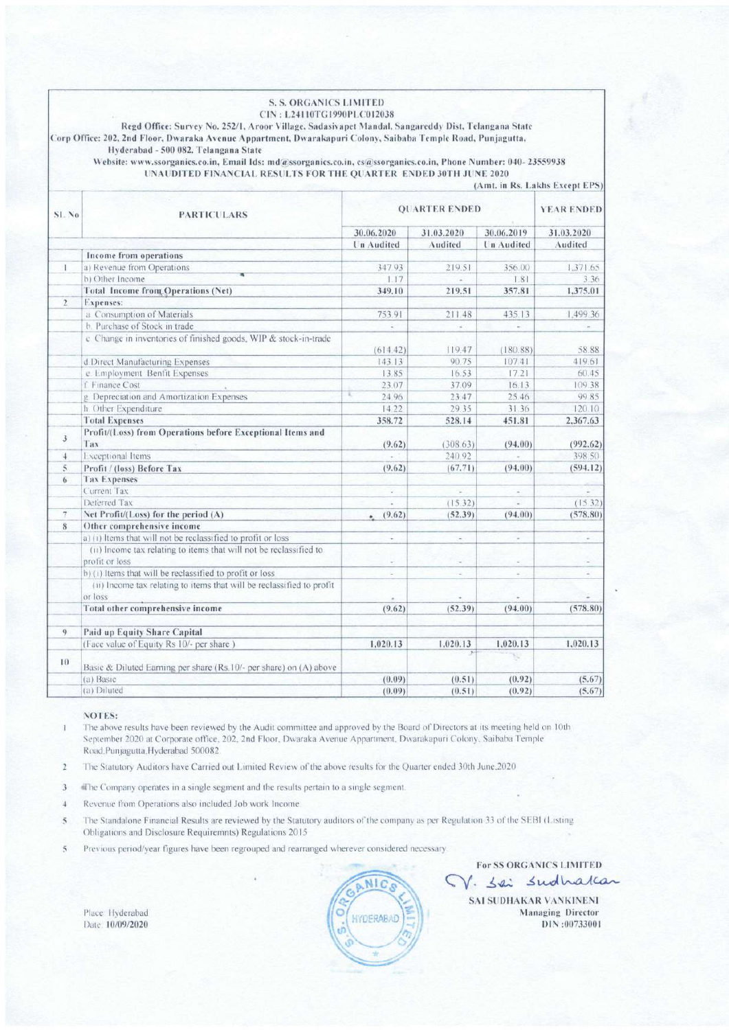# S. S. ORGANICS LIMITED

CIN : L24110TG1990PLC012038

Regd Office: Survey No. 252/1, Aroor Village, Sadasivapet Mandal, Sangareddy Dist, Telangana State

Corp Office: 202, 2nd Floor, Dwaraka Avenue Appartment, Dwarakapuri Colony, Saibaba Temple Road, Punjagutta, Hyderabad - 500 082, Telangana State

Website: www.ssorganics.co.in, Email Ids: md@ssorganics.co.in, cs@ssorganics.co.in, Phone Number: 040- 23559938

## UNAUDITED FINANCIAL RESULTS FOR THE QUARTER ENDED 30TH JUNE 2020

(Amt. in Rs. Lakhs Except EPS)

| Sl. No | PARTICULARS | QUARTER ENDED | | | YEAR ENDED |
|---|---|---|---|---|---|
| | | 30.06.2020 | 31.03.2020 | 30.06.2019 | 31.03.2020 |
| | | Un Audited | Audited | Un Audited | Audited |
| | **Income from operations** | | | | |
| 1 | a) Revenue from Operations | 347.93 | 219.51 | 356.00 | 1,371.65 |
| | b) Other Income | 1.17 | - | 1.81 | 3.36 |
| | **Total Income from Operations (Net)** | **349.10** | **219.51** | **357.81** | **1,375.01** |
| 2 | **Expenses:** | | | | |
| | a. Consumption of Materials | 753.91 | 211.48 | 435.13 | 1,499.36 |
| | b. Purchase of Stock in trade | - | - | - | - |
| | c. Change in inventories of finished goods, WIP & stock-in-trade | (614.42) | 119.47 | (180.88) | 58.88 |
| | d Direct Manufacturing Expenses | 143.13 | 90.75 | 107.41 | 419.61 |
| | e. Employment Benfit Expenses | 13.85 | 16.53 | 17.21 | 60.45 |
| | f. Finance Cost | 23.07 | 37.09 | 16.13 | 109.38 |
| | g. Depreciation and Amortization Expenses | 24.96 | 23.47 | 25.46 | 99.85 |
| | h. Other Expenditure | 14.22 | 29.35 | 31.36 | 120.10 |
| | **Total Expenses** | **358.72** | **528.14** | **451.81** | **2,367.63** |
| 3 | **Profit/(Loss) from Operations before Exceptional Items and Tax** | **(9.62)** | **(308.63)** | **(94.00)** | **(992.62)** |
| 4 | Exceptional Items | - | 240.92 | - | 398.50 |
| 5 | **Profit / (loss) Before Tax** | **(9.62)** | **(67.71)** | **(94.00)** | **(594.12)** |
| 6 | **Tax Expenses** | | | | |
| | Current Tax | - | - | - | - |
| | Deferred Tax | - | (15.32) | - | (15.32) |
| 7 | **Net Profit/(Loss) for the period (A)** | **(9.62)** | **(52.39)** | **(94.00)** | **(578.80)** |
| 8 | **Other comprehensive income** | | | | |
| | a) (i) Items that will not be reclassified to profit or loss | - | - | - | - |
| | (ii) Income tax relating to items that will not be reclassified to profit or loss | - | - | - | - |
| | b) (i) Items that will be reclassified to profit or loss | - | - | - | - |
| | (ii) Income tax relating to items that will be reclassified to profit or loss | - | - | - | - |
| | **Total other comprehensive income** | **(9.62)** | **(52.39)** | **(94.00)** | **(578.80)** |
| 9 | **Paid up Equity Share Capital** | | | | |
| | (Face value of Equity Rs 10/- per share ) | **1,020.13** | **1,020.13** | **1,020.13** | **1,020.13** |
| 10 | Basic & Diluted Earning per share (Rs.10/- per share) on (A) above | | | | |
| | (a) Basic | (0.09) | (0.51) | (0.92) | (5.67) |
| | (a) Diluted | (0.09) | (0.51) | (0.92) | (5.67) |

**NOTES:**

1. The above results have been reviewed by the Audit committee and approved by the Board of Directors at its meeting held on 10th September 2020 at Corporate office, 202, 2nd Floor, Dwaraka Avenue Appartment, Dwarakapuri Colony, Saibaba Temple Road,Punjagutta,Hyderabad 500082
2. The Statutory Auditors have Carried out Limited Review of the above results for the Quarter ended 30th June,2020
3. The Company operates in a single segment and the results pertain to a single segment.
4. Revenue from Operations also included Job work Income
5. The Standalone Financial Results are reviewed by the Statutory auditors of the company as per Regulation 33 of the SEBI (Listing Obligations and Disclosure Requiremnts) Regulations 2015
5. Previous period/year figures have been regrouped and rearranged wherever considered necessary.

For SS ORGANICS LIMITED

SAI SUDHAKAR VANKINENI
Managing Director
DIN :00733001

Place: Hyderabad
Date: 10/09/2020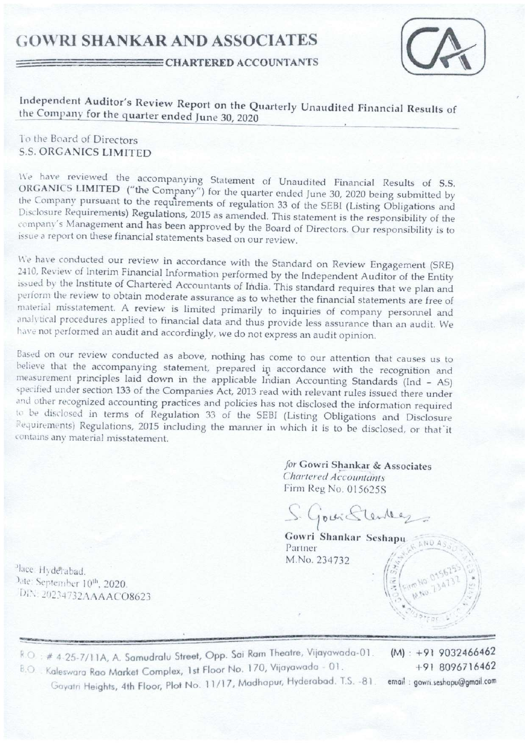# GOWRI SHANKAR AND ASSOCIATES

**CHARTERED ACCOUNTANTS**

**Independent Auditor's Review Report on the Quarterly Unaudited Financial Results of the Company for the quarter ended June 30, 2020**

To the Board of Directors
**S.S. ORGANICS LIMITED**

We have reviewed the accompanying Statement of Unaudited Financial Results of **S.S. ORGANICS LIMITED** ("the Company") for the quarter ended June 30, 2020 being submitted by the Company pursuant to the requirements of regulation 33 of the SEBI (Listing Obligations and Disclosure Requirements) Regulations, 2015 as amended. This statement is the responsibility of the company's Management and has been approved by the Board of Directors. Our responsibility is to issue a report on these financial statements based on our review.

We have conducted our review in accordance with the Standard on Review Engagement (SRE) 2410, Review of Interim Financial Information performed by the Independent Auditor of the Entity issued by the Institute of Chartered Accountants of India. This standard requires that we plan and perform the review to obtain moderate assurance as to whether the financial statements are free of material misstatement. A review is limited primarily to inquiries of company personnel and analytical procedures applied to financial data and thus provide less assurance than an audit. We have not performed an audit and accordingly, we do not express an audit opinion.

Based on our review conducted as above, nothing has come to our attention that causes us to believe that the accompanying statement, prepared in accordance with the recognition and measurement principles laid down in the applicable Indian Accounting Standards (Ind – AS) specified under section 133 of the Companies Act, 2013 read with relevant rules issued there under and other recognized accounting practices and policies has not disclosed the information required to be disclosed in terms of Regulation 33 of the SEBI (Listing Obligations and Disclosure Requirements) Regulations, 2015 including the manner in which it is to be disclosed, or that it contains any material misstatement.

*for* **Gowri Shankar & Associates**
*Chartered Accountants*
Firm Reg No. 015625S

**Gowri Shankar Seshapu**
Partner
M.No. 234732

Place: Hyderabad.
Date: September 10th, 2020.
UDIN: 20234732AAAACO8623

R.O. : # 4-25-7/11A, A. Samudralu Street, Opp. Sai Ram Theatre, Vijayawada-01.
B.O. : Kaleswara Rao Market Complex, 1st Floor No. 170, Vijayawada - 01.
Gayatri Heights, 4th Floor, Plot No. 11/17, Madhapur, Hyderabad. T.S. -81.
(M) : +91 9032466462
+91 8096716462
email : gowri.seshapu@gmail.com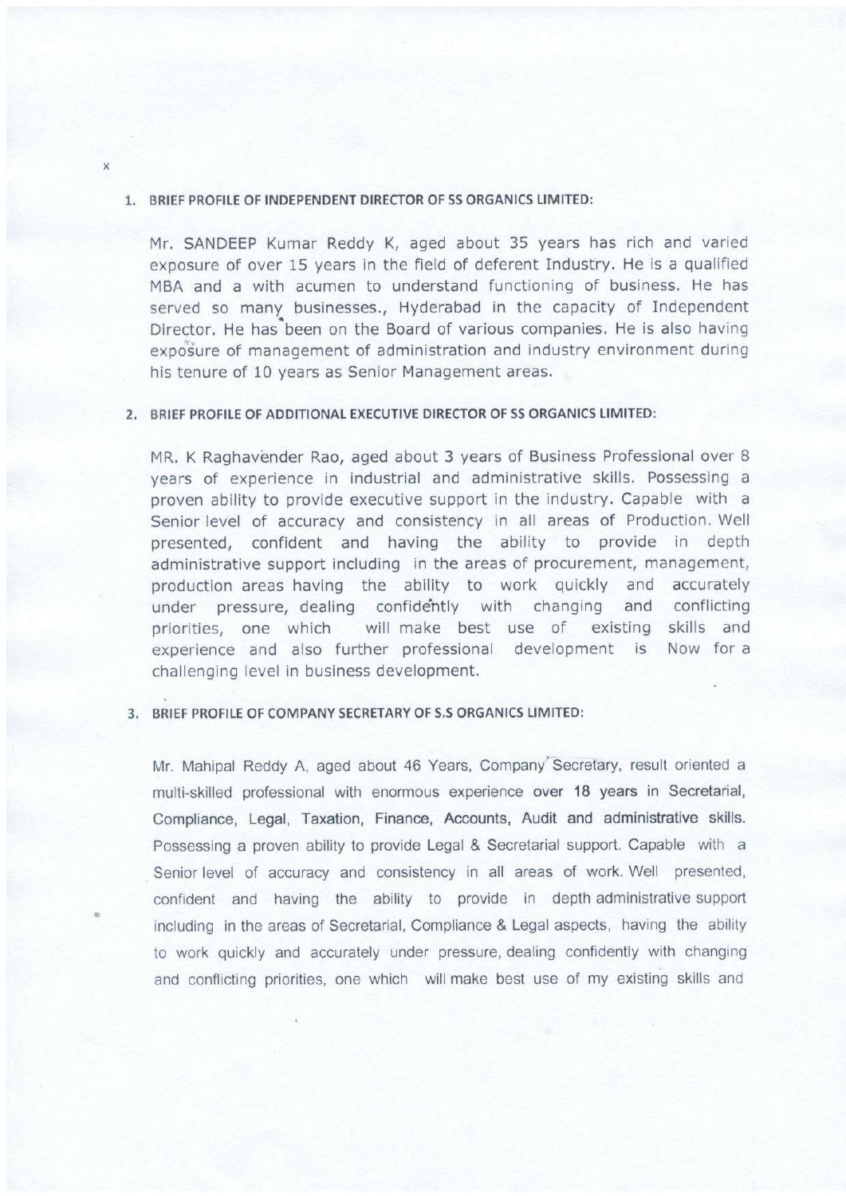x

1. **BRIEF PROFILE OF INDEPENDENT DIRECTOR OF SS ORGANICS LIMITED:**

Mr. SANDEEP Kumar Reddy K, aged about 35 years has rich and varied exposure of over 15 years in the field of deferent Industry. He is a qualified MBA and a with acumen to understand functioning of business. He has served so many businesses., Hyderabad in the capacity of Independent Director. He has been on the Board of various companies. He is also having exposure of management of administration and industry environment during his tenure of 10 years as Senior Management areas.

2. **BRIEF PROFILE OF ADDITIONAL EXECUTIVE DIRECTOR OF SS ORGANICS LIMITED:**

MR. K Raghavender Rao, aged about 3 years of Business Professional over 8 years of experience in industrial and administrative skills. Possessing a proven ability to provide executive support in the industry. Capable with a Senior level of accuracy and consistency in all areas of Production. Well presented, confident and having the ability to provide in depth administrative support including in the areas of procurement, management, production areas having the ability to work quickly and accurately under pressure, dealing confidently with changing and conflicting priorities, one which will make best use of existing skills and experience and also further professional development is Now for a challenging level in business development.

3. **BRIEF PROFILE OF COMPANY SECRETARY OF S.S ORGANICS LIMITED:**

Mr. Mahipal Reddy A, aged about 46 Years, Company Secretary, result oriented a multi-skilled professional with enormous experience **over 18 years in Secretarial, Compliance, Legal, Taxation, Finance, Accounts, Audit and administrative skills.** Possessing a proven ability to provide Legal & Secretarial support. Capable with a Senior level of accuracy and consistency in all areas of work. Well presented, confident and having the ability to provide in depth administrative support including in the areas of Secretarial, Compliance & Legal aspects, having the ability to work quickly and accurately under pressure, dealing confidently with changing and conflicting priorities, one which will make best use of my existing skills and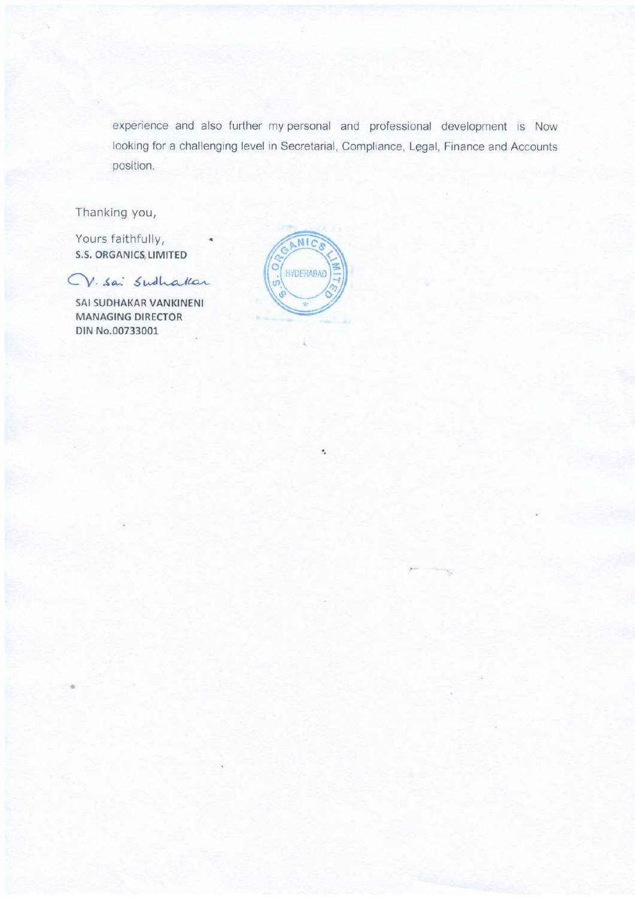experience and also further my personal and professional development is Now looking for a challenging level in Secretarial, Compliance, Legal, Finance and Accounts position.

Thanking you,

Yours faithfully,
**S.S. ORGANICS LIMITED**

V. Sai Sudhakar

**SAI SUDHAKAR VANKINENI**
**MANAGING DIRECTOR**
**DIN No.00733001**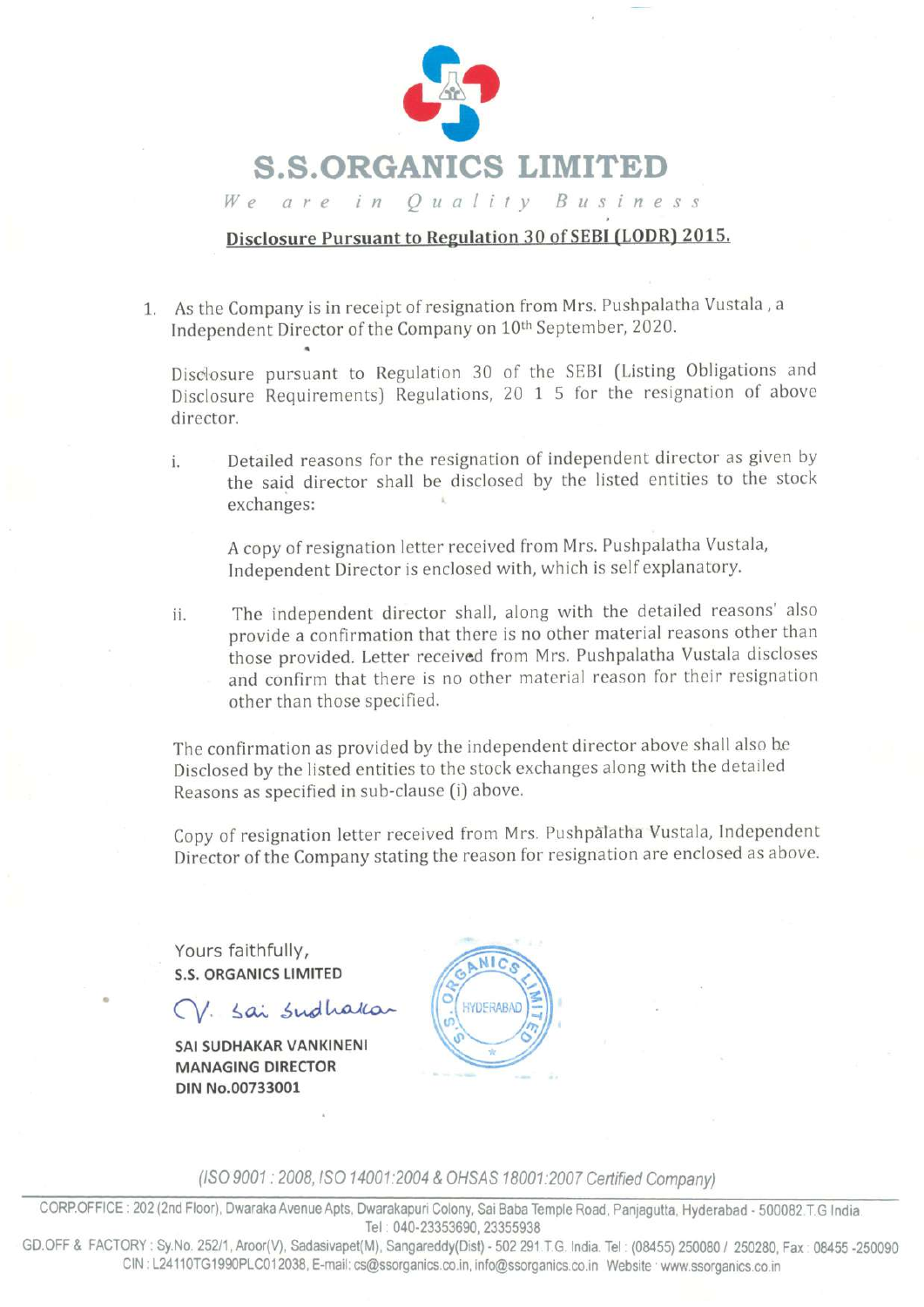# S.S.ORGANICS LIMITED

*We are in Quality Business*

## Disclosure Pursuant to Regulation 30 of SEBI (LODR) 2015.

1. As the Company is in receipt of resignation from Mrs. Pushpalatha Vustala , a Independent Director of the Company on 10th September, 2020.

   Disclosure pursuant to Regulation 30 of the SEBI (Listing Obligations and Disclosure Requirements) Regulations, 20 1 5 for the resignation of above director.

   i. Detailed reasons for the resignation of independent director as given by the said director shall be disclosed by the listed entities to the stock exchanges:

      A copy of resignation letter received from Mrs. Pushpalatha Vustala, Independent Director is enclosed with, which is self explanatory.

   ii. The independent director shall, along with the detailed reasons' also provide a confirmation that there is no other material reasons other than those provided. Letter received from Mrs. Pushpalatha Vustala discloses and confirm that there is no other material reason for their resignation other than those specified.

   The confirmation as provided by the independent director above shall also be Disclosed by the listed entities to the stock exchanges along with the detailed Reasons as specified in sub-clause (i) above.

   Copy of resignation letter received from Mrs. Pushpalatha Vustala, Independent Director of the Company stating the reason for resignation are enclosed as above.

Yours faithfully,
**S.S. ORGANICS LIMITED**

V. Sai Sudhakar

**SAI SUDHAKAR VANKINENI**
**MANAGING DIRECTOR**
**DIN No.00733001**

S.S. ORGANICS LIMITED HYDERABAD

*(ISO 9001 : 2008, ISO 14001:2004 & OHSAS 18001:2007 Certified Company)*

CORP.OFFICE : 202 (2nd Floor), Dwaraka Avenue Apts, Dwarakapuri Colony, Sai Baba Temple Road, Panjagutta, Hyderabad - 500082 T.G India
Tel : 040-23353690, 23355938
GD.OFF & FACTORY : Sy.No. 252/1, Aroor(V), Sadasivapet(M), Sangareddy(Dist) - 502 291 T.G. India. Tel : (08455) 250080 / 250280, Fax : 08455 -250090
CIN : L24110TG1990PLC012038, E-mail: cs@ssorganics.co.in, info@ssorganics.co.in Website : www.ssorganics.co.in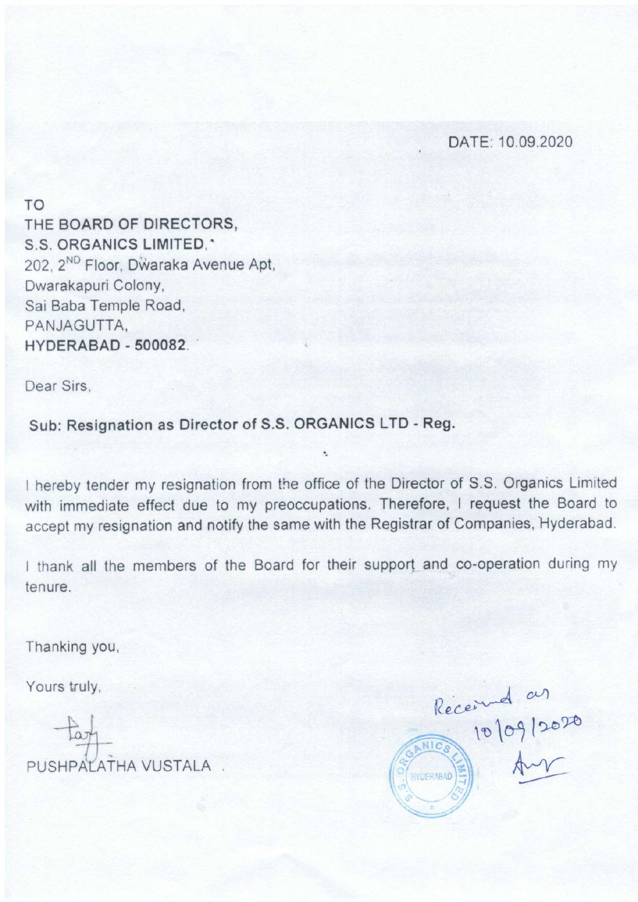DATE: 10.09.2020

TO

**THE BOARD OF DIRECTORS,**
**S.S. ORGANICS LIMITED,**
202, 2ND Floor, Dwaraka Avenue Apt,
Dwarakapuri Colony,
Sai Baba Temple Road,
PANJAGUTTA,
**HYDERABAD - 500082.**

Dear Sirs,

**Sub: Resignation as Director of S.S. ORGANICS LTD - Reg.**

I hereby tender my resignation from the office of the Director of S.S. Organics Limited with immediate effect due to my preoccupations. Therefore, I request the Board to accept my resignation and notify the same with the Registrar of Companies, Hyderabad.

I thank all the members of the Board for their support and co-operation during my tenure.

Thanking you,

Yours truly,

PUSHPALATHA VUSTALA

S.S. ORGANICS LIMITED HYDERABAD

Received on 10/09/2020